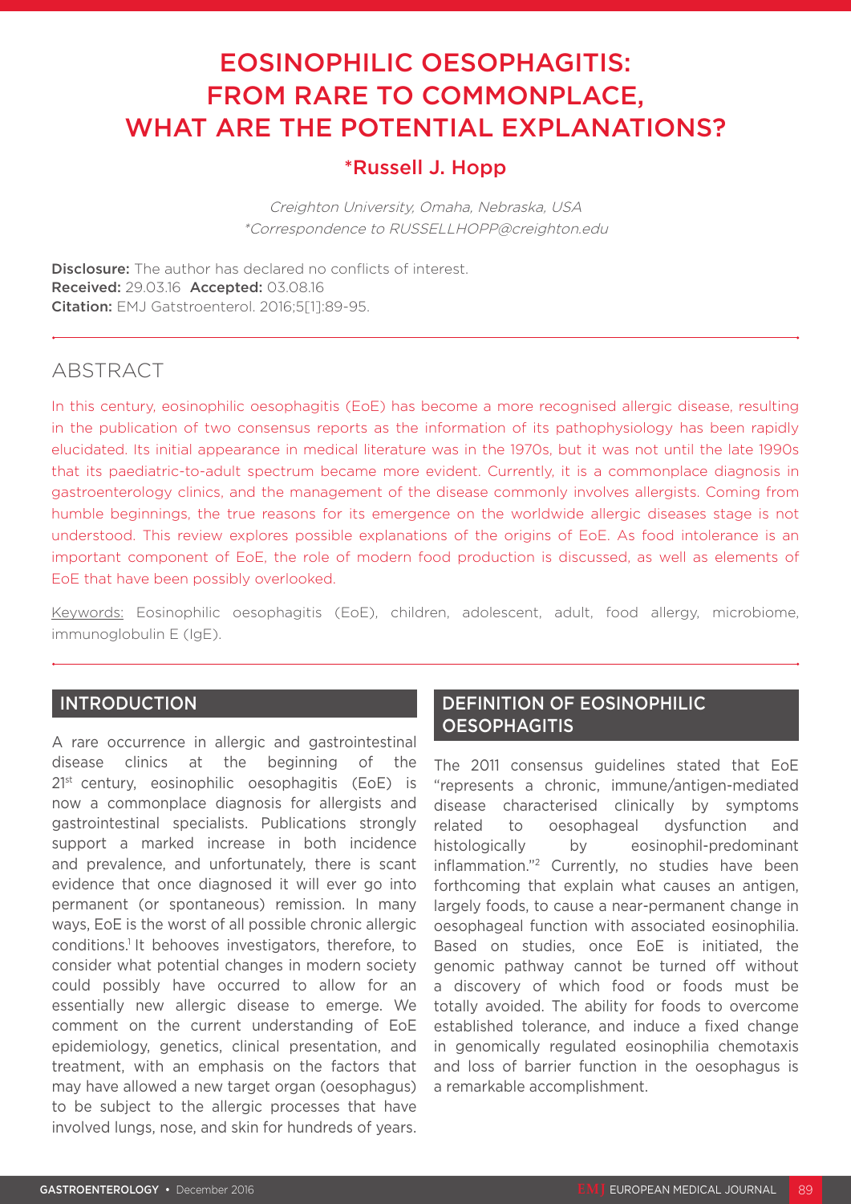# EOSINOPHILIC OESOPHAGITIS: FROM RARE TO COMMONPLACE, WHAT ARE THE POTENTIAL EXPLANATIONS?

## *Russell J. Hopp

*Creighton University, Omaha, Nebraska, USA*
*\*Correspondence to RUSSELLHOPP@creighton.edu*

**Disclosure:** The author has declared no conflicts of interest.
**Received:** 29.03.16 **Accepted:** 03.08.16
**Citation:** EMJ Gatstroenterol. 2016;5[1]:89-95.

## ABSTRACT

In this century, eosinophilic oesophagitis (EoE) has become a more recognised allergic disease, resulting in the publication of two consensus reports as the information of its pathophysiology has been rapidly elucidated. Its initial appearance in medical literature was in the 1970s, but it was not until the late 1990s that its paediatric-to-adult spectrum became more evident. Currently, it is a commonplace diagnosis in gastroenterology clinics, and the management of the disease commonly involves allergists. Coming from humble beginnings, the true reasons for its emergence on the worldwide allergic diseases stage is not understood. This review explores possible explanations of the origins of EoE. As food intolerance is an important component of EoE, the role of modern food production is discussed, as well as elements of EoE that have been possibly overlooked.

Keywords: Eosinophilic oesophagitis (EoE), children, adolescent, adult, food allergy, microbiome, immunoglobulin E (IgE).

## INTRODUCTION

A rare occurrence in allergic and gastrointestinal disease clinics at the beginning of the 21st century, eosinophilic oesophagitis (EoE) is now a commonplace diagnosis for allergists and gastrointestinal specialists. Publications strongly support a marked increase in both incidence and prevalence, and unfortunately, there is scant evidence that once diagnosed it will ever go into permanent (or spontaneous) remission. In many ways, EoE is the worst of all possible chronic allergic conditions.[1] It behooves investigators, therefore, to consider what potential changes in modern society could possibly have occurred to allow for an essentially new allergic disease to emerge. We comment on the current understanding of EoE epidemiology, genetics, clinical presentation, and treatment, with an emphasis on the factors that may have allowed a new target organ (oesophagus) to be subject to the allergic processes that have involved lungs, nose, and skin for hundreds of years.

## DEFINITION OF EOSINOPHILIC OESOPHAGITIS

The 2011 consensus guidelines stated that EoE "represents a chronic, immune/antigen-mediated disease characterised clinically by symptoms related to oesophageal dysfunction and histologically by eosinophil-predominant inflammation."[2] Currently, no studies have been forthcoming that explain what causes an antigen, largely foods, to cause a near-permanent change in oesophageal function with associated eosinophilia. Based on studies, once EoE is initiated, the genomic pathway cannot be turned off without a discovery of which food or foods must be totally avoided. The ability for foods to overcome established tolerance, and induce a fixed change in genomically regulated eosinophilia chemotaxis and loss of barrier function in the oesophagus is a remarkable accomplishment.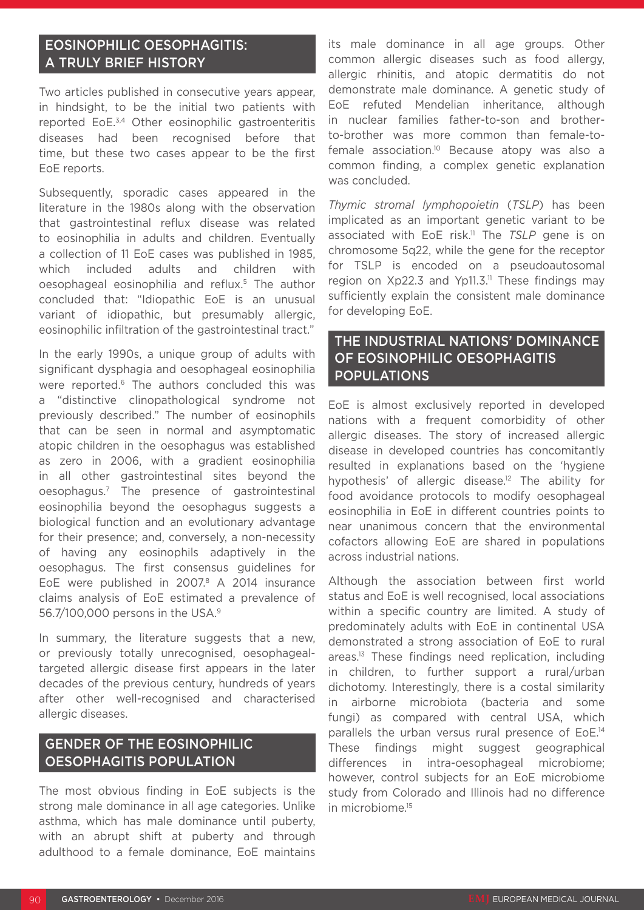## EOSINOPHILIC OESOPHAGITIS: A TRULY BRIEF HISTORY

Two articles published in consecutive years appear, in hindsight, to be the initial two patients with reported EoE.[3,4] Other eosinophilic gastroenteritis diseases had been recognised before that time, but these two cases appear to be the first EoE reports.

Subsequently, sporadic cases appeared in the literature in the 1980s along with the observation that gastrointestinal reflux disease was related to eosinophilia in adults and children. Eventually a collection of 11 EoE cases was published in 1985, which included adults and children with oesophageal eosinophilia and reflux.[5] The author concluded that: "Idiopathic EoE is an unusual variant of idiopathic, but presumably allergic, eosinophilic infiltration of the gastrointestinal tract."

In the early 1990s, a unique group of adults with significant dysphagia and oesophageal eosinophilia were reported.[6] The authors concluded this was a "distinctive clinopathological syndrome not previously described." The number of eosinophils that can be seen in normal and asymptomatic atopic children in the oesophagus was established as zero in 2006, with a gradient eosinophilia in all other gastrointestinal sites beyond the oesophagus.[7] The presence of gastrointestinal eosinophilia beyond the oesophagus suggests a biological function and an evolutionary advantage for their presence; and, conversely, a non-necessity of having any eosinophils adaptively in the oesophagus. The first consensus guidelines for EoE were published in 2007.[8] A 2014 insurance claims analysis of EoE estimated a prevalence of 56.7/100,000 persons in the USA.[9]

In summary, the literature suggests that a new, or previously totally unrecognised, oesophageal-targeted allergic disease first appears in the later decades of the previous century, hundreds of years after other well-recognised and characterised allergic diseases.

## GENDER OF THE EOSINOPHILIC OESOPHAGITIS POPULATION

The most obvious finding in EoE subjects is the strong male dominance in all age categories. Unlike asthma, which has male dominance until puberty, with an abrupt shift at puberty and through adulthood to a female dominance, EoE maintains its male dominance in all age groups. Other common allergic diseases such as food allergy, allergic rhinitis, and atopic dermatitis do not demonstrate male dominance. A genetic study of EoE refuted Mendelian inheritance, although in nuclear families father-to-son and brother-to-brother was more common than female-to-female association.[10] Because atopy was also a common finding, a complex genetic explanation was concluded.

*Thymic stromal lymphopoietin* (*TSLP*) has been implicated as an important genetic variant to be associated with EoE risk.[11] The *TSLP* gene is on chromosome 5q22, while the gene for the receptor for TSLP is encoded on a pseudoautosomal region on Xp22.3 and Yp11.3.[11] These findings may sufficiently explain the consistent male dominance for developing EoE.

## THE INDUSTRIAL NATIONS' DOMINANCE OF EOSINOPHILIC OESOPHAGITIS POPULATIONS

EoE is almost exclusively reported in developed nations with a frequent comorbidity of other allergic diseases. The story of increased allergic disease in developed countries has concomitantly resulted in explanations based on the 'hygiene hypothesis' of allergic disease.[12] The ability for food avoidance protocols to modify oesophageal eosinophilia in EoE in different countries points to near unanimous concern that the environmental cofactors allowing EoE are shared in populations across industrial nations.

Although the association between first world status and EoE is well recognised, local associations within a specific country are limited. A study of predominately adults with EoE in continental USA demonstrated a strong association of EoE to rural areas.[13] These findings need replication, including in children, to further support a rural/urban dichotomy. Interestingly, there is a costal similarity in airborne microbiota (bacteria and some fungi) as compared with central USA, which parallels the urban versus rural presence of EoE.[14] These findings might suggest geographical differences in intra-oesophageal microbiome; however, control subjects for an EoE microbiome study from Colorado and Illinois had no difference in microbiome.[15]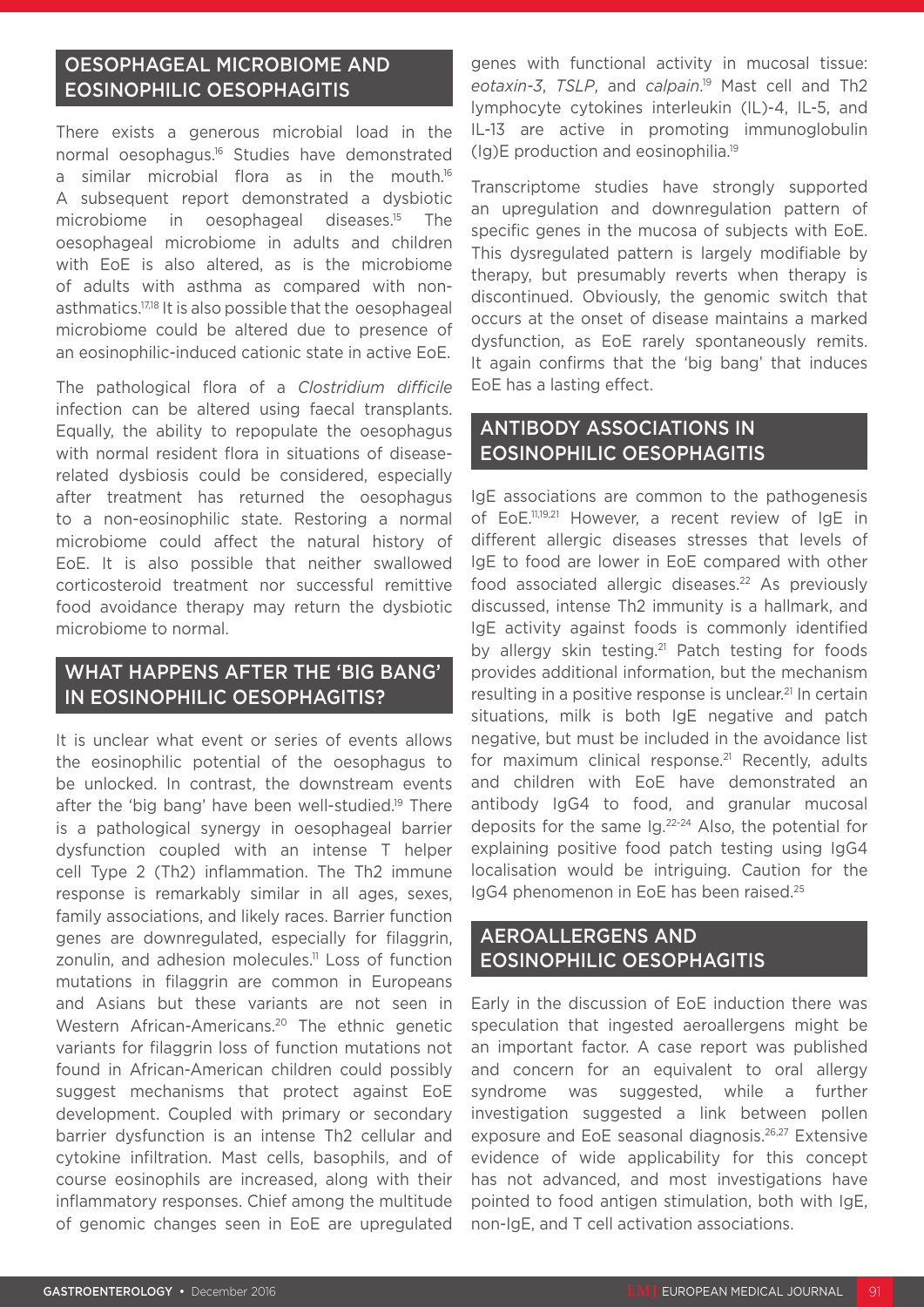## OESOPHAGEAL MICROBIOME AND EOSINOPHILIC OESOPHAGITIS

There exists a generous microbial load in the normal oesophagus.[16] Studies have demonstrated a similar microbial flora as in the mouth.[16] A subsequent report demonstrated a dysbiotic microbiome in oesophageal diseases.[15] The oesophageal microbiome in adults and children with EoE is also altered, as is the microbiome of adults with asthma as compared with non-asthmatics.[17,18] It is also possible that the oesophageal microbiome could be altered due to presence of an eosinophilic-induced cationic state in active EoE.

The pathological flora of a *Clostridium difficile* infection can be altered using faecal transplants. Equally, the ability to repopulate the oesophagus with normal resident flora in situations of disease-related dysbiosis could be considered, especially after treatment has returned the oesophagus to a non-eosinophilic state. Restoring a normal microbiome could affect the natural history of EoE. It is also possible that neither swallowed corticosteroid treatment nor successful remittive food avoidance therapy may return the dysbiotic microbiome to normal.

## WHAT HAPPENS AFTER THE 'BIG BANG' IN EOSINOPHILIC OESOPHAGITIS?

It is unclear what event or series of events allows the eosinophilic potential of the oesophagus to be unlocked. In contrast, the downstream events after the 'big bang' have been well-studied.[19] There is a pathological synergy in oesophageal barrier dysfunction coupled with an intense T helper cell Type 2 (Th2) inflammation. The Th2 immune response is remarkably similar in all ages, sexes, family associations, and likely races. Barrier function genes are downregulated, especially for filaggrin, zonulin, and adhesion molecules.[11] Loss of function mutations in filaggrin are common in Europeans and Asians but these variants are not seen in Western African-Americans.[20] The ethnic genetic variants for filaggrin loss of function mutations not found in African-American children could possibly suggest mechanisms that protect against EoE development. Coupled with primary or secondary barrier dysfunction is an intense Th2 cellular and cytokine infiltration. Mast cells, basophils, and of course eosinophils are increased, along with their inflammatory responses. Chief among the multitude of genomic changes seen in EoE are upregulated genes with functional activity in mucosal tissue: *eotaxin-3*, *TSLP*, and *calpain*.[19] Mast cell and Th2 lymphocyte cytokines interleukin (IL)-4, IL-5, and IL-13 are active in promoting immunoglobulin (Ig)E production and eosinophilia.[19]

Transcriptome studies have strongly supported an upregulation and downregulation pattern of specific genes in the mucosa of subjects with EoE. This dysregulated pattern is largely modifiable by therapy, but presumably reverts when therapy is discontinued. Obviously, the genomic switch that occurs at the onset of disease maintains a marked dysfunction, as EoE rarely spontaneously remits. It again confirms that the 'big bang' that induces EoE has a lasting effect.

## ANTIBODY ASSOCIATIONS IN EOSINOPHILIC OESOPHAGITIS

IgE associations are common to the pathogenesis of EoE.[11,19,21] However, a recent review of IgE in different allergic diseases stresses that levels of IgE to food are lower in EoE compared with other food associated allergic diseases.[22] As previously discussed, intense Th2 immunity is a hallmark, and IgE activity against foods is commonly identified by allergy skin testing.[21] Patch testing for foods provides additional information, but the mechanism resulting in a positive response is unclear.[21] In certain situations, milk is both IgE negative and patch negative, but must be included in the avoidance list for maximum clinical response.[21] Recently, adults and children with EoE have demonstrated an antibody IgG4 to food, and granular mucosal deposits for the same Ig.[22-24] Also, the potential for explaining positive food patch testing using IgG4 localisation would be intriguing. Caution for the IgG4 phenomenon in EoE has been raised.[25]

## AEROALLERGENS AND EOSINOPHILIC OESOPHAGITIS

Early in the discussion of EoE induction there was speculation that ingested aeroallergens might be an important factor. A case report was published and concern for an equivalent to oral allergy syndrome was suggested, while a further investigation suggested a link between pollen exposure and EoE seasonal diagnosis.[26,27] Extensive evidence of wide applicability for this concept has not advanced, and most investigations have pointed to food antigen stimulation, both with IgE, non-IgE, and T cell activation associations.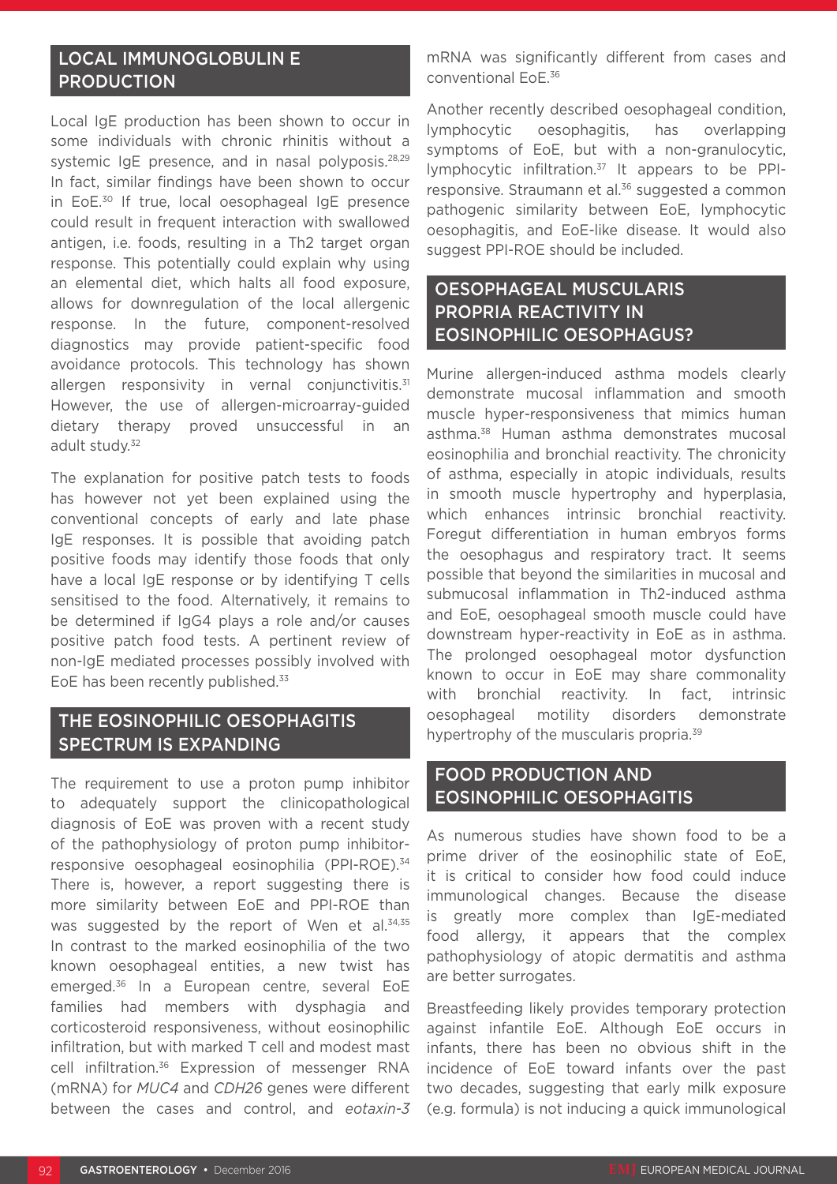## LOCAL IMMUNOGLOBULIN E PRODUCTION

Local IgE production has been shown to occur in some individuals with chronic rhinitis without a systemic IgE presence, and in nasal polyposis.[28,29] In fact, similar findings have been shown to occur in EoE.[30] If true, local oesophageal IgE presence could result in frequent interaction with swallowed antigen, i.e. foods, resulting in a Th2 target organ response. This potentially could explain why using an elemental diet, which halts all food exposure, allows for downregulation of the local allergenic response. In the future, component-resolved diagnostics may provide patient-specific food avoidance protocols. This technology has shown allergen responsivity in vernal conjunctivitis.[31] However, the use of allergen-microarray-guided dietary therapy proved unsuccessful in an adult study.[32]

The explanation for positive patch tests to foods has however not yet been explained using the conventional concepts of early and late phase IgE responses. It is possible that avoiding patch positive foods may identify those foods that only have a local IgE response or by identifying T cells sensitised to the food. Alternatively, it remains to be determined if IgG4 plays a role and/or causes positive patch food tests. A pertinent review of non-IgE mediated processes possibly involved with EoE has been recently published.[33]

## THE EOSINOPHILIC OESOPHAGITIS SPECTRUM IS EXPANDING

The requirement to use a proton pump inhibitor to adequately support the clinicopathological diagnosis of EoE was proven with a recent study of the pathophysiology of proton pump inhibitor-responsive oesophageal eosinophilia (PPI-ROE).[34] There is, however, a report suggesting there is more similarity between EoE and PPI-ROE than was suggested by the report of Wen et al.[34,35] In contrast to the marked eosinophilia of the two known oesophageal entities, a new twist has emerged.[36] In a European centre, several EoE families had members with dysphagia and corticosteroid responsiveness, without eosinophilic infiltration, but with marked T cell and modest mast cell infiltration.[36] Expression of messenger RNA (mRNA) for *MUC4* and *CDH26* genes were different between the cases and control, and *eotaxin-3* mRNA was significantly different from cases and conventional EoE.[36]

Another recently described oesophageal condition, lymphocytic oesophagitis, has overlapping symptoms of EoE, but with a non-granulocytic, lymphocytic infiltration.[37] It appears to be PPI-responsive. Straumann et al.[36] suggested a common pathogenic similarity between EoE, lymphocytic oesophagitis, and EoE-like disease. It would also suggest PPI-ROE should be included.

## OESOPHAGEAL MUSCULARIS PROPRIA REACTIVITY IN EOSINOPHILIC OESOPHAGUS?

Murine allergen-induced asthma models clearly demonstrate mucosal inflammation and smooth muscle hyper-responsiveness that mimics human asthma.[38] Human asthma demonstrates mucosal eosinophilia and bronchial reactivity. The chronicity of asthma, especially in atopic individuals, results in smooth muscle hypertrophy and hyperplasia, which enhances intrinsic bronchial reactivity. Foregut differentiation in human embryos forms the oesophagus and respiratory tract. It seems possible that beyond the similarities in mucosal and submucosal inflammation in Th2-induced asthma and EoE, oesophageal smooth muscle could have downstream hyper-reactivity in EoE as in asthma. The prolonged oesophageal motor dysfunction known to occur in EoE may share commonality with bronchial reactivity. In fact, intrinsic oesophageal motility disorders demonstrate hypertrophy of the muscularis propria.[39]

## FOOD PRODUCTION AND EOSINOPHILIC OESOPHAGITIS

As numerous studies have shown food to be a prime driver of the eosinophilic state of EoE, it is critical to consider how food could induce immunological changes. Because the disease is greatly more complex than IgE-mediated food allergy, it appears that the complex pathophysiology of atopic dermatitis and asthma are better surrogates.

Breastfeeding likely provides temporary protection against infantile EoE. Although EoE occurs in infants, there has been no obvious shift in the incidence of EoE toward infants over the past two decades, suggesting that early milk exposure (e.g. formula) is not inducing a quick immunological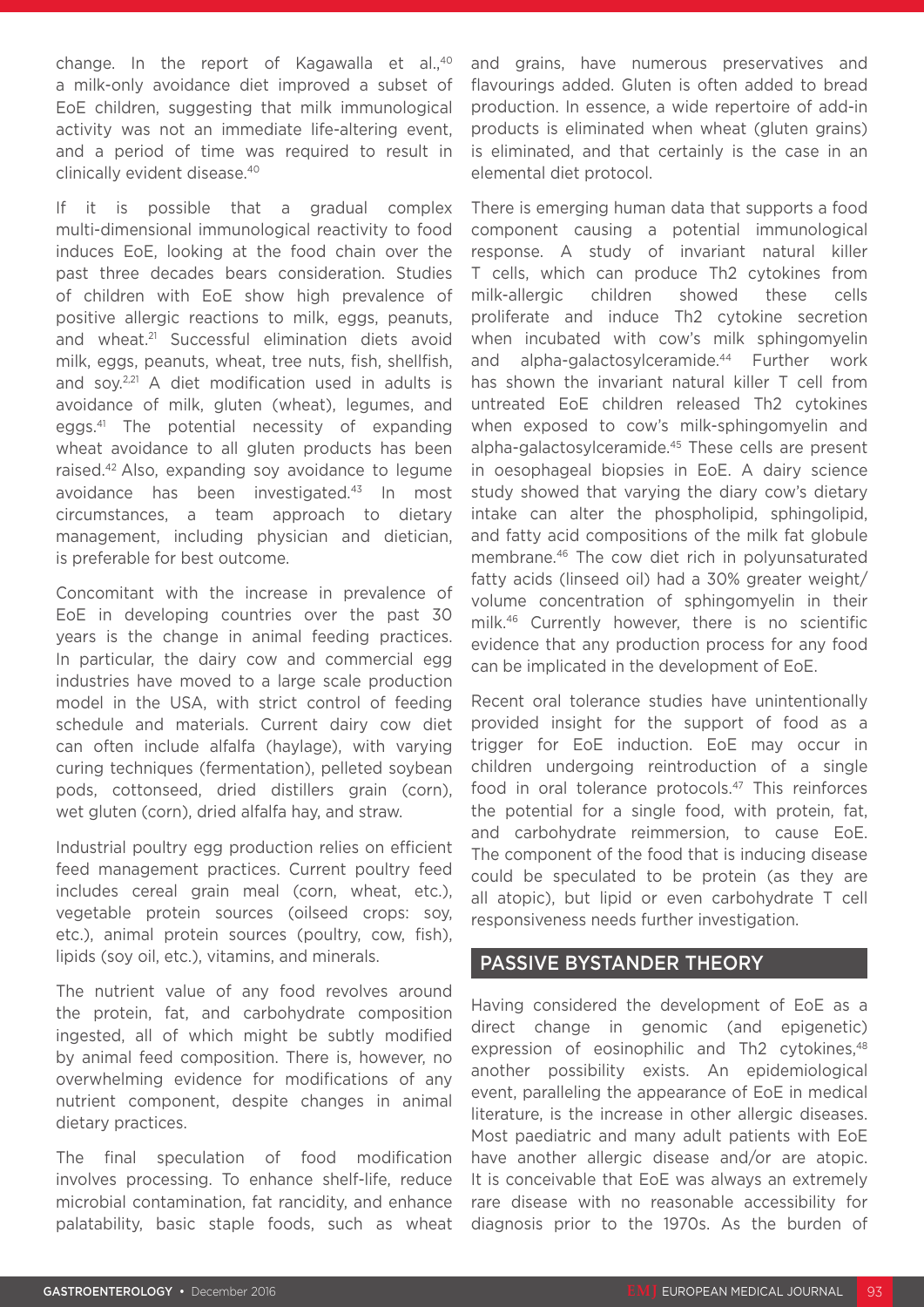change. In the report of Kagawalla et al.,[40] a milk-only avoidance diet improved a subset of EoE children, suggesting that milk immunological activity was not an immediate life-altering event, and a period of time was required to result in clinically evident disease.[40]

If it is possible that a gradual complex multi-dimensional immunological reactivity to food induces EoE, looking at the food chain over the past three decades bears consideration. Studies of children with EoE show high prevalence of positive allergic reactions to milk, eggs, peanuts, and wheat.[21] Successful elimination diets avoid milk, eggs, peanuts, wheat, tree nuts, fish, shellfish, and soy.[2,21] A diet modification used in adults is avoidance of milk, gluten (wheat), legumes, and eggs.[41] The potential necessity of expanding wheat avoidance to all gluten products has been raised.[42] Also, expanding soy avoidance to legume avoidance has been investigated.[43] In most circumstances, a team approach to dietary management, including physician and dietician, is preferable for best outcome.

Concomitant with the increase in prevalence of EoE in developing countries over the past 30 years is the change in animal feeding practices. In particular, the dairy cow and commercial egg industries have moved to a large scale production model in the USA, with strict control of feeding schedule and materials. Current dairy cow diet can often include alfalfa (haylage), with varying curing techniques (fermentation), pelleted soybean pods, cottonseed, dried distillers grain (corn), wet gluten (corn), dried alfalfa hay, and straw.

Industrial poultry egg production relies on efficient feed management practices. Current poultry feed includes cereal grain meal (corn, wheat, etc.), vegetable protein sources (oilseed crops: soy, etc.), animal protein sources (poultry, cow, fish), lipids (soy oil, etc.), vitamins, and minerals.

The nutrient value of any food revolves around the protein, fat, and carbohydrate composition ingested, all of which might be subtly modified by animal feed composition. There is, however, no overwhelming evidence for modifications of any nutrient component, despite changes in animal dietary practices.

The final speculation of food modification involves processing. To enhance shelf-life, reduce microbial contamination, fat rancidity, and enhance palatability, basic staple foods, such as wheat and grains, have numerous preservatives and flavourings added. Gluten is often added to bread production. In essence, a wide repertoire of add-in products is eliminated when wheat (gluten grains) is eliminated, and that certainly is the case in an elemental diet protocol.

There is emerging human data that supports a food component causing a potential immunological response. A study of invariant natural killer T cells, which can produce Th2 cytokines from milk-allergic children showed these cells proliferate and induce Th2 cytokine secretion when incubated with cow's milk sphingomyelin and alpha-galactosylceramide.[44] Further work has shown the invariant natural killer T cell from untreated EoE children released Th2 cytokines when exposed to cow's milk-sphingomyelin and alpha-galactosylceramide.[45] These cells are present in oesophageal biopsies in EoE. A dairy science study showed that varying the diary cow's dietary intake can alter the phospholipid, sphingolipid, and fatty acid compositions of the milk fat globule membrane.[46] The cow diet rich in polyunsaturated fatty acids (linseed oil) had a 30% greater weight/volume concentration of sphingomyelin in their milk.[46] Currently however, there is no scientific evidence that any production process for any food can be implicated in the development of EoE.

Recent oral tolerance studies have unintentionally provided insight for the support of food as a trigger for EoE induction. EoE may occur in children undergoing reintroduction of a single food in oral tolerance protocols.[47] This reinforces the potential for a single food, with protein, fat, and carbohydrate reimmersion, to cause EoE. The component of the food that is inducing disease could be speculated to be protein (as they are all atopic), but lipid or even carbohydrate T cell responsiveness needs further investigation.

## PASSIVE BYSTANDER THEORY

Having considered the development of EoE as a direct change in genomic (and epigenetic) expression of eosinophilic and Th2 cytokines,[48] another possibility exists. An epidemiological event, paralleling the appearance of EoE in medical literature, is the increase in other allergic diseases. Most paediatric and many adult patients with EoE have another allergic disease and/or are atopic. It is conceivable that EoE was always an extremely rare disease with no reasonable accessibility for diagnosis prior to the 1970s. As the burden of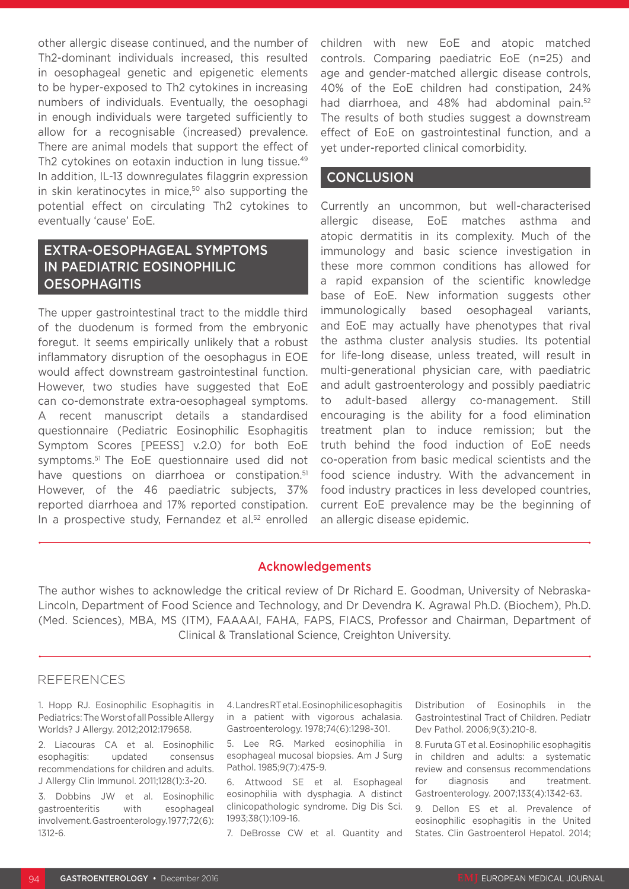other allergic disease continued, and the number of Th2-dominant individuals increased, this resulted in oesophageal genetic and epigenetic elements to be hyper-exposed to Th2 cytokines in increasing numbers of individuals. Eventually, the oesophagi in enough individuals were targeted sufficiently to allow for a recognisable (increased) prevalence. There are animal models that support the effect of Th2 cytokines on eotaxin induction in lung tissue.[49] In addition, IL-13 downregulates filaggrin expression in skin keratinocytes in mice,[50] also supporting the potential effect on circulating Th2 cytokines to eventually 'cause' EoE.

## EXTRA-OESOPHAGEAL SYMPTOMS IN PAEDIATRIC EOSINOPHILIC OESOPHAGITIS

The upper gastrointestinal tract to the middle third of the duodenum is formed from the embryonic foregut. It seems empirically unlikely that a robust inflammatory disruption of the oesophagus in EOE would affect downstream gastrointestinal function. However, two studies have suggested that EoE can co-demonstrate extra-oesophageal symptoms. A recent manuscript details a standardised questionnaire (Pediatric Eosinophilic Esophagitis Symptom Scores [PEESS] v.2.0) for both EoE symptoms.[51] The EoE questionnaire used did not have questions on diarrhoea or constipation.[51] However, of the 46 paediatric subjects, 37% reported diarrhoea and 17% reported constipation. In a prospective study, Fernandez et al.[52] enrolled children with new EoE and atopic matched controls. Comparing paediatric EoE (n=25) and age and gender-matched allergic disease controls, 40% of the EoE children had constipation, 24% had diarrhoea, and 48% had abdominal pain.[52] The results of both studies suggest a downstream effect of EoE on gastrointestinal function, and a yet under-reported clinical comorbidity.

## CONCLUSION

Currently an uncommon, but well-characterised allergic disease, EoE matches asthma and atopic dermatitis in its complexity. Much of the immunology and basic science investigation in these more common conditions has allowed for a rapid expansion of the scientific knowledge base of EoE. New information suggests other immunologically based oesophageal variants, and EoE may actually have phenotypes that rival the asthma cluster analysis studies. Its potential for life-long disease, unless treated, will result in multi-generational physician care, with paediatric and adult gastroenterology and possibly paediatric to adult-based allergy co-management. Still encouraging is the ability for a food elimination treatment plan to induce remission; but the truth behind the food induction of EoE needs co-operation from basic medical scientists and the food science industry. With the advancement in food industry practices in less developed countries, current EoE prevalence may be the beginning of an allergic disease epidemic.

### Acknowledgements

The author wishes to acknowledge the critical review of Dr Richard E. Goodman, University of Nebraska-Lincoln, Department of Food Science and Technology, and Dr Devendra K. Agrawal Ph.D. (Biochem), Ph.D. (Med. Sciences), MBA, MS (ITM), FAAAAI, FAHA, FAPS, FIACS, Professor and Chairman, Department of Clinical & Translational Science, Creighton University.

## REFERENCES

1. Hopp RJ. Eosinophilic Esophagitis in Pediatrics: The Worst of all Possible Allergy Worlds? J Allergy. 2012;2012:179658.

2. Liacouras CA et al. Eosinophilic esophagitis: updated consensus recommendations for children and adults. J Allergy Clin Immunol. 2011;128(1):3-20.

3. Dobbins JW et al. Eosinophilic gastroenteritis with esophageal involvement. Gastroenterology. 1977;72(6): 1312-6.

4. Landres RT et al. Eosinophilic esophagitis in a patient with vigorous achalasia. Gastroenterology. 1978;74(6):1298-301.

5. Lee RG. Marked eosinophilia in esophageal mucosal biopsies. Am J Surg Pathol. 1985;9(7):475-9.

6. Attwood SE et al. Esophageal eosinophilia with dysphagia. A distinct clinicopathologic syndrome. Dig Dis Sci. 1993;38(1):109-16.

7. DeBrosse CW et al. Quantity and Distribution of Eosinophils in the Gastrointestinal Tract of Children. Pediatr Dev Pathol. 2006;9(3):210-8.

8. Furuta GT et al. Eosinophilic esophagitis in children and adults: a systematic review and consensus recommendations for diagnosis and treatment. Gastroenterology. 2007;133(4):1342-63.

9. Dellon ES et al. Prevalence of eosinophilic esophagitis in the United States. Clin Gastroenterol Hepatol. 2014;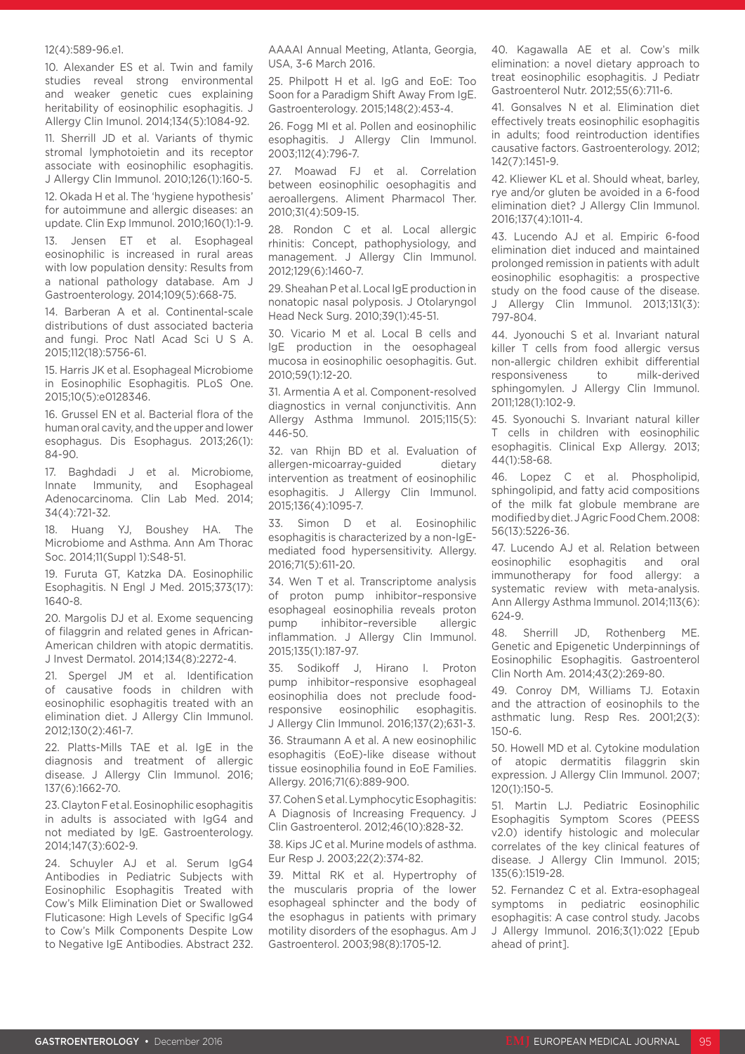12(4):589-96.e1.

10. Alexander ES et al. Twin and family studies reveal strong environmental and weaker genetic cues explaining heritability of eosinophilic esophagitis. J Allergy Clin Imunol. 2014;134(5):1084-92.

11. Sherrill JD et al. Variants of thymic stromal lymphotoietin and its receptor associate with eosinophilic esophagitis. J Allergy Clin Immunol. 2010;126(1):160-5.

12. Okada H et al. The 'hygiene hypothesis' for autoimmune and allergic diseases: an update. Clin Exp Immunol. 2010;160(1):1-9.

13. Jensen ET et al. Esophageal eosinophilic is increased in rural areas with low population density: Results from a national pathology database. Am J Gastroenterology. 2014;109(5):668-75.

14. Barberan A et al. Continental-scale distributions of dust associated bacteria and fungi. Proc Natl Acad Sci U S A. 2015;112(18):5756-61.

15. Harris JK et al. Esophageal Microbiome in Eosinophilic Esophagitis. PLoS One. 2015;10(5):e0128346.

16. Grussel EN et al. Bacterial flora of the human oral cavity, and the upper and lower esophagus. Dis Esophagus. 2013;26(1): 84-90.

17. Baghdadi J et al. Microbiome, Innate Immunity, and Esophageal Adenocarcinoma. Clin Lab Med. 2014; 34(4):721-32.

18. Huang YJ, Boushey HA. The Microbiome and Asthma. Ann Am Thorac Soc. 2014;11(Suppl 1):S48-51.

19. Furuta GT, Katzka DA. Eosinophilic Esophagitis. N Engl J Med. 2015;373(17): 1640-8.

20. Margolis DJ et al. Exome sequencing of filaggrin and related genes in African-American children with atopic dermatitis. J Invest Dermatol. 2014;134(8):2272-4.

21. Spergel JM et al. Identification of causative foods in children with eosinophilic esophagitis treated with an elimination diet. J Allergy Clin Immunol. 2012;130(2):461-7.

22. Platts-Mills TAE et al. IgE in the diagnosis and treatment of allergic disease. J Allergy Clin Immunol. 2016; 137(6):1662-70.

23. Clayton F et al. Eosinophilic esophagitis in adults is associated with IgG4 and not mediated by IgE. Gastroenterology. 2014;147(3):602-9.

24. Schuyler AJ et al. Serum IgG4 Antibodies in Pediatric Subjects with Eosinophilic Esophagitis Treated with Cow's Milk Elimination Diet or Swallowed Fluticasone: High Levels of Specific IgG4 to Cow's Milk Components Despite Low to Negative IgE Antibodies. Abstract 232. AAAAI Annual Meeting, Atlanta, Georgia, USA, 3-6 March 2016.

25. Philpott H et al. IgG and EoE: Too Soon for a Paradigm Shift Away From IgE. Gastroenterology. 2015;148(2):453-4.

26. Fogg MI et al. Pollen and eosinophilic esophagitis. J Allergy Clin Immunol. 2003;112(4):796-7.

27. Moawad FJ et al. Correlation between eosinophilic oesophagitis and aeroallergens. Aliment Pharmacol Ther. 2010;31(4):509-15.

28. Rondon C et al. Local allergic rhinitis: Concept, pathophysiology, and management. J Allergy Clin Immunol. 2012;129(6):1460-7.

29. Sheahan P et al. Local IgE production in nonatopic nasal polyposis. J Otolaryngol Head Neck Surg. 2010;39(1):45-51.

30. Vicario M et al. Local B cells and IgE production in the oesophageal mucosa in eosinophilic oesophagitis. Gut. 2010;59(1):12-20.

31. Armentia A et al. Component-resolved diagnostics in vernal conjunctivitis. Ann Allergy Asthma Immunol. 2015;115(5): 446-50.

32. van Rhijn BD et al. Evaluation of allergen-micoarray-guided dietary intervention as treatment of eosinophilic esophagitis. J Allergy Clin Immunol. 2015;136(4):1095-7.

33. Simon D et al. Eosinophilic esophagitis is characterized by a non-IgE-mediated food hypersensitivity. Allergy. 2016;71(5):611-20.

34. Wen T et al. Transcriptome analysis of proton pump inhibitor–responsive esophageal eosinophilia reveals proton pump inhibitor–reversible allergic inflammation. J Allergy Clin Immunol. 2015;135(1):187-97.

35. Sodikoff J, Hirano I. Proton pump inhibitor–responsive esophageal eosinophilia does not preclude food-responsive eosinophilic esophagitis. J Allergy Clin Immunol. 2016;137(2);631-3.

36. Straumann A et al. A new eosinophilic esophagitis (EoE)-like disease without tissue eosinophilia found in EoE Families. Allergy. 2016;71(6):889-900.

37. Cohen S et al. Lymphocytic Esophagitis: A Diagnosis of Increasing Frequency. J Clin Gastroenterol. 2012;46(10):828-32.

38. Kips JC et al. Murine models of asthma. Eur Resp J. 2003;22(2):374-82.

39. Mittal RK et al. Hypertrophy of the muscularis propria of the lower esophageal sphincter and the body of the esophagus in patients with primary motility disorders of the esophagus. Am J Gastroenterol. 2003;98(8):1705-12.

40. Kagawalla AE et al. Cow's milk elimination: a novel dietary approach to treat eosinophilic esophagitis. J Pediatr Gastroenterol Nutr. 2012;55(6):711-6.

41. Gonsalves N et al. Elimination diet effectively treats eosinophilic esophagitis in adults; food reintroduction identifies causative factors. Gastroenterology. 2012; 142(7):1451-9.

42. Kliewer KL et al. Should wheat, barley, rye and/or gluten be avoided in a 6-food elimination diet? J Allergy Clin Immunol. 2016;137(4):1011-4.

43. Lucendo AJ et al. Empiric 6-food elimination diet induced and maintained prolonged remission in patients with adult eosinophilic esophagitis: a prospective study on the food cause of the disease. J Allergy Clin Immunol. 2013;131(3): 797-804.

44. Jyonouchi S et al. Invariant natural killer T cells from food allergic versus non-allergic children exhibit differential responsiveness to milk-derived sphingomylen. J Allergy Clin Immunol. 2011;128(1):102-9.

45. Syonouchi S. Invariant natural killer T cells in children with eosinophilic esophagitis. Clinical Exp Allergy. 2013; 44(1):58-68.

46. Lopez C et al. Phospholipid, sphingolipid, and fatty acid compositions of the milk fat globule membrane are modified by diet. J Agric Food Chem. 2008: 56(13):5226-36.

47. Lucendo AJ et al. Relation between eosinophilic esophagitis and oral immunotherapy for food allergy: a systematic review with meta-analysis. Ann Allergy Asthma Immunol. 2014;113(6): 624-9.

48. Sherrill JD, Rothenberg ME. Genetic and Epigenetic Underpinnings of Eosinophilic Esophagitis. Gastroenterol Clin North Am. 2014;43(2):269-80.

49. Conroy DM, Williams TJ. Eotaxin and the attraction of eosinophils to the asthmatic lung. Resp Res. 2001;2(3): 150-6.

50. Howell MD et al. Cytokine modulation of atopic dermatitis filaggrin skin expression. J Allergy Clin Immunol. 2007; 120(1):150-5.

51. Martin LJ. Pediatric Eosinophilic Esophagitis Symptom Scores (PEESS v2.0) identify histologic and molecular correlates of the key clinical features of disease. J Allergy Clin Immunol. 2015; 135(6):1519-28.

52. Fernandez C et al. Extra-esophageal symptoms in pediatric eosinophilic esophagitis: A case control study. Jacobs J Allergy Immunol. 2016;3(1):022 [Epub ahead of print].